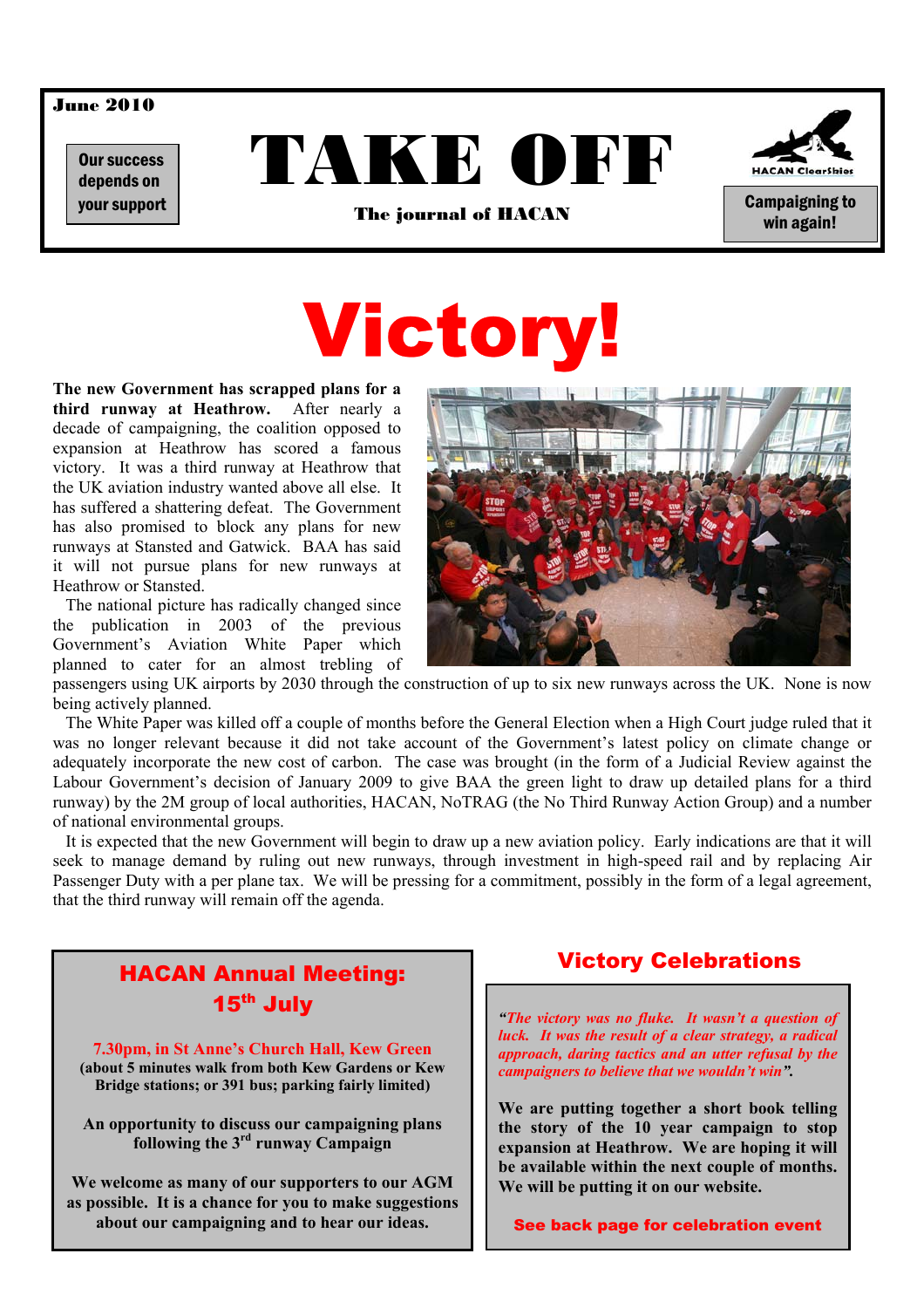June 2010

**Our success depends on your support**

# TAKE OFF

**The journal of HACAN**

HACAN ClearSkies

**Campaigning to win again!**

# Victory!

**The new Government has scrapped plans for a third runway at Heathrow.** After nearly a decade of campaigning, the coalition opposed to expansion at Heathrow has scored a famous victory. It was a third runway at Heathrow that the UK aviation industry wanted above all else. It has suffered a shattering defeat. The Government has also promised to block any plans for new runways at Stansted and Gatwick. BAA has said it will not pursue plans for new runways at Heathrow or Stansted.

The national picture has radically changed since the publication in 2003 of the previous Government's Aviation White Paper which planned to cater for an almost trebling of passengers using UK airports by 2030 through the construction of up to six new runways across the UK. None is now being actively planned.

The White Paper was killed off a couple of months before the General Election when a High Court judge ruled that it was no longer relevant because it did not take account of the Government's latest policy on climate change or adequately incorporate the new cost of carbon. The case was brought (in the form of a Judicial Review against the Labour Government's decision of January 2009 to give BAA the green light to draw up detailed plans for a third runway) by the 2M group of local authorities, HACAN, NoTRAG (the No Third Runway Action Group) and a number of national environmental groups.

It is expected that the new Government will begin to draw up a new aviation policy. Early indications are that it will seek to manage demand by ruling out new runways, through investment in high-speed rail and by replacing Air Passenger Duty with a per plane tax. We will be pressing for a commitment, possibly in the form of a legal agreement, that the third runway will remain off the agenda.

## HACAN Annual Meeting: 15th July

**7.30pm, in St Anne's Church Hall, Kew Green**
**(about 5 minutes walk from both Kew Gardens or Kew Bridge stations; or 391 bus; parking fairly limited)**

**An opportunity to discuss our campaigning plans following the 3rd runway Campaign**

**We welcome as many of our supporters to our AGM as possible. It is a chance for you to make suggestions about our campaigning and to hear our ideas.**

## Victory Celebrations

***"The victory was no fluke. It wasn't a question of luck. It was the result of a clear strategy, a radical approach, daring tactics and an utter refusal by the campaigners to believe that we wouldn't win".***

**We are putting together a short book telling the story of the 10 year campaign to stop expansion at Heathrow. We are hoping it will be available within the next couple of months. We will be putting it on our website.**

**See back page for celebration event**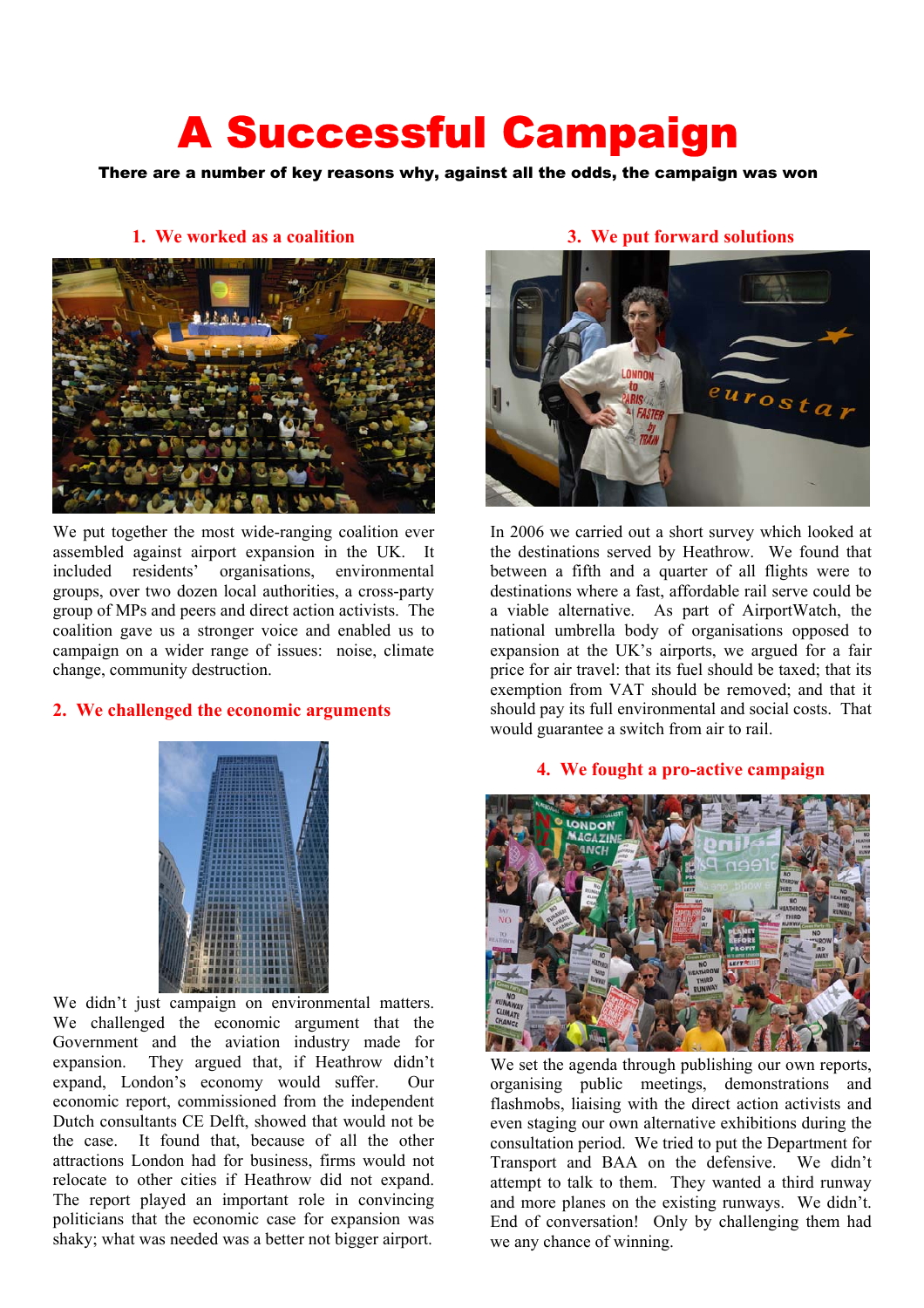# A Successful Campaign

**There are a number of key reasons why, against all the odds, the campaign was won**

## 1. We worked as a coalition

We put together the most wide-ranging coalition ever assembled against airport expansion in the UK. It included residents' organisations, environmental groups, over two dozen local authorities, a cross-party group of MPs and peers and direct action activists. The coalition gave us a stronger voice and enabled us to campaign on a wider range of issues: noise, climate change, community destruction.

## 2. We challenged the economic arguments

We didn't just campaign on environmental matters. We challenged the economic argument that the Government and the aviation industry made for expansion. They argued that, if Heathrow didn't expand, London's economy would suffer. Our economic report, commissioned from the independent Dutch consultants CE Delft, showed that would not be the case. It found that, because of all the other attractions London had for business, firms would not relocate to other cities if Heathrow did not expand. The report played an important role in convincing politicians that the economic case for expansion was shaky; what was needed was a better not bigger airport.

## 3. We put forward solutions

In 2006 we carried out a short survey which looked at the destinations served by Heathrow. We found that between a fifth and a quarter of all flights were to destinations where a fast, affordable rail serve could be a viable alternative. As part of AirportWatch, the national umbrella body of organisations opposed to expansion at the UK's airports, we argued for a fair price for air travel: that its fuel should be taxed; that its exemption from VAT should be removed; and that it should pay its full environmental and social costs. That would guarantee a switch from air to rail.

## 4. We fought a pro-active campaign

We set the agenda through publishing our own reports, organising public meetings, demonstrations and flashmobs, liaising with the direct action activists and even staging our own alternative exhibitions during the consultation period. We tried to put the Department for Transport and BAA on the defensive. We didn't attempt to talk to them. They wanted a third runway and more planes on the existing runways. We didn't. End of conversation! Only by challenging them had we any chance of winning.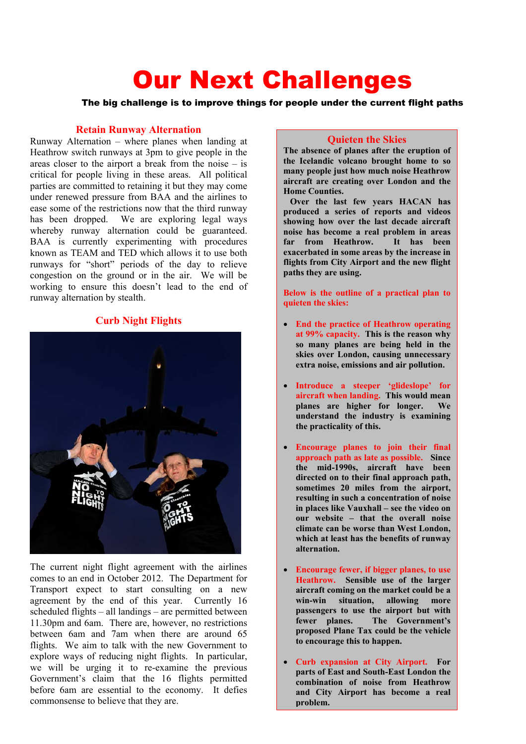# Our Next Challenges

**The big challenge is to improve things for people under the current flight paths**

## Retain Runway Alternation

Runway Alternation – where planes when landing at Heathrow switch runways at 3pm to give people in the areas closer to the airport a break from the noise – is critical for people living in these areas. All political parties are committed to retaining it but they may come under renewed pressure from BAA and the airlines to ease some of the restrictions now that the third runway has been dropped. We are exploring legal ways whereby runway alternation could be guaranteed. BAA is currently experimenting with procedures known as TEAM and TED which allows it to use both runways for "short" periods of the day to relieve congestion on the ground or in the air. We will be working to ensure this doesn't lead to the end of runway alternation by stealth.

## Curb Night Flights

The current night flight agreement with the airlines comes to an end in October 2012. The Department for Transport expect to start consulting on a new agreement by the end of this year. Currently 16 scheduled flights – all landings – are permitted between 11.30pm and 6am. There are, however, no restrictions between 6am and 7am when there are around 65 flights. We aim to talk with the new Government to explore ways of reducing night flights. In particular, we will be urging it to re-examine the previous Government's claim that the 16 flights permitted before 6am are essential to the economy. It defies commonsense to believe that they are.

## Quieten the Skies

**The absence of planes after the eruption of the Icelandic volcano brought home to so many people just how much noise Heathrow aircraft are creating over London and the Home Counties.**

**Over the last few years HACAN has produced a series of reports and videos showing how over the last decade aircraft noise has become a real problem in areas far from Heathrow. It has been exacerbated in some areas by the increase in flights from City Airport and the new flight paths they are using.**

**Below is the outline of a practical plan to quieten the skies:**

- **End the practice of Heathrow operating at 99% capacity. This is the reason why so many planes are being held in the skies over London, causing unnecessary extra noise, emissions and air pollution.**

- **Introduce a steeper 'glideslope' for aircraft when landing. This would mean planes are higher for longer. We understand the industry is examining the practicality of this.**

- **Encourage planes to join their final approach path as late as possible. Since the mid-1990s, aircraft have been directed on to their final approach path, sometimes 20 miles from the airport, resulting in such a concentration of noise in places like Vauxhall – see the video on our website – that the overall noise climate can be worse than West London, which at least has the benefits of runway alternation.**

- **Encourage fewer, if bigger planes, to use Heathrow. Sensible use of the larger aircraft coming on the market could be a win-win situation, allowing more passengers to use the airport but with fewer planes. The Government's proposed Plane Tax could be the vehicle to encourage this to happen.**

- **Curb expansion at City Airport. For parts of East and South-East London the combination of noise from Heathrow and City Airport has become a real problem.**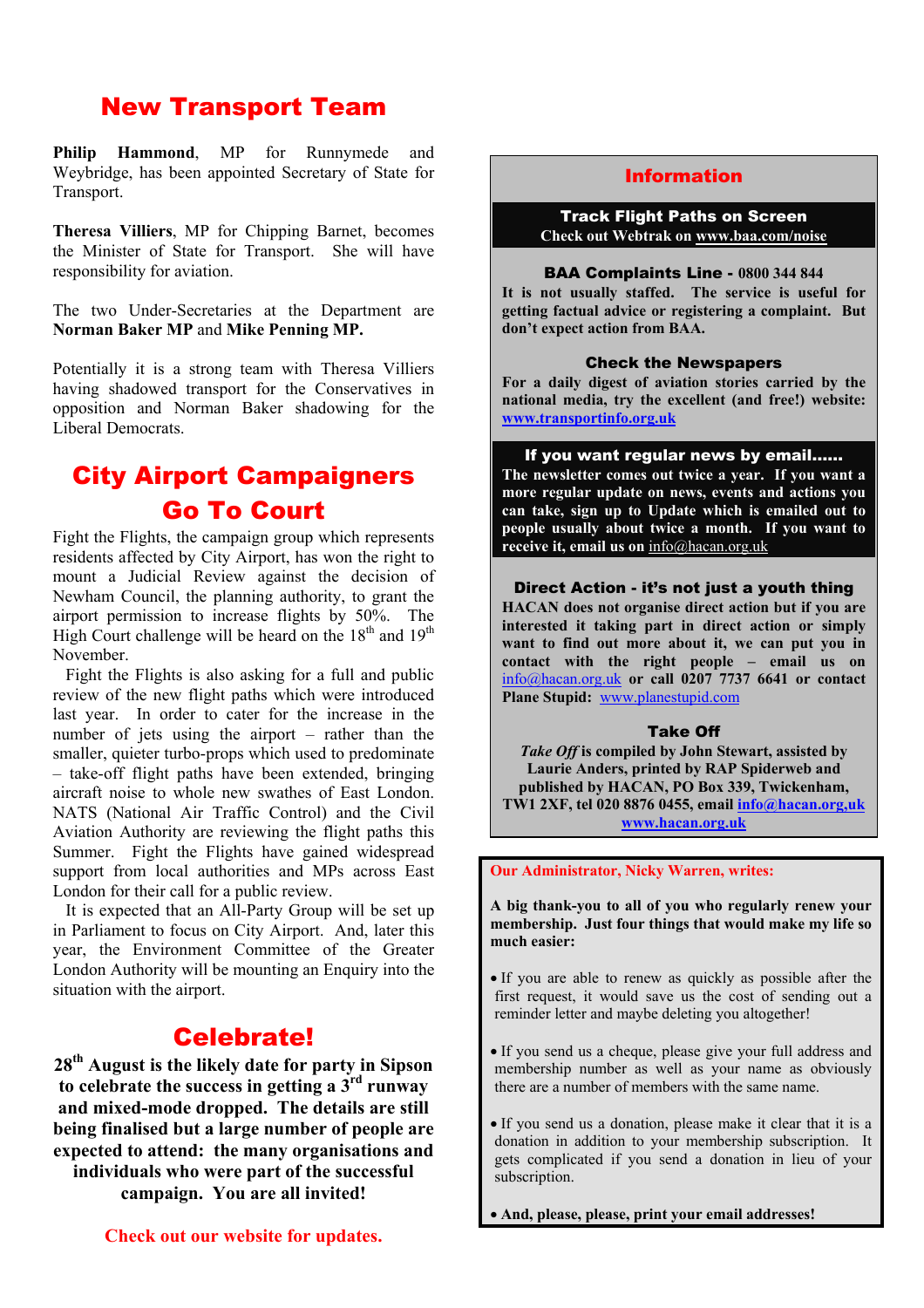## New Transport Team

**Philip Hammond**, MP for Runnymede and Weybridge, has been appointed Secretary of State for Transport.

**Theresa Villiers**, MP for Chipping Barnet, becomes the Minister of State for Transport. She will have responsibility for aviation.

The two Under-Secretaries at the Department are **Norman Baker MP** and **Mike Penning MP.**

Potentially it is a strong team with Theresa Villiers having shadowed transport for the Conservatives in opposition and Norman Baker shadowing for the Liberal Democrats.

## City Airport Campaigners Go To Court

Fight the Flights, the campaign group which represents residents affected by City Airport, has won the right to mount a Judicial Review against the decision of Newham Council, the planning authority, to grant the airport permission to increase flights by 50%. The High Court challenge will be heard on the 18th and 19th November.

Fight the Flights is also asking for a full and public review of the new flight paths which were introduced last year. In order to cater for the increase in the number of jets using the airport – rather than the smaller, quieter turbo-props which used to predominate – take-off flight paths have been extended, bringing aircraft noise to whole new swathes of East London. NATS (National Air Traffic Control) and the Civil Aviation Authority are reviewing the flight paths this Summer. Fight the Flights have gained widespread support from local authorities and MPs across East London for their call for a public review.

It is expected that an All-Party Group will be set up in Parliament to focus on City Airport. And, later this year, the Environment Committee of the Greater London Authority will be mounting an Enquiry into the situation with the airport.

## Celebrate!

**28th August is the likely date for party in Sipson to celebrate the success in getting a 3rd runway and mixed-mode dropped. The details are still being finalised but a large number of people are expected to attend: the many organisations and individuals who were part of the successful campaign. You are all invited!**

**Check out our website for updates.**

## Information

**Track Flight Paths on Screen**
**Check out Webtrak on www.baa.com/noise**

**BAA Complaints Line - 0800 344 844**
**It is not usually staffed. The service is useful for getting factual advice or registering a complaint. But don't expect action from BAA.**

**Check the Newspapers**
**For a daily digest of aviation stories carried by the national media, try the excellent (and free!) website: www.transportinfo.org.uk**

**If you want regular news by email……**
**The newsletter comes out twice a year. If you want a more regular update on news, events and actions you can take, sign up to Update which is emailed out to people usually about twice a month. If you want to receive it, email us on** info@hacan.org.uk

**Direct Action - it's not just a youth thing**
**HACAN does not organise direct action but if you are interested it taking part in direct action or simply want to find out more about it, we can put you in contact with the right people – email us on** info@hacan.org.uk **or call 0207 7737 6641 or contact Plane Stupid:** www.planestupid.com

**Take Off**
***Take Off* is compiled by John Stewart, assisted by Laurie Anders, printed by RAP Spiderweb and published by HACAN, PO Box 339, Twickenham, TW1 2XF, tel 020 8876 0455, email info@hacan.org,uk www.hacan.org.uk**

**Our Administrator, Nicky Warren, writes:**

**A big thank-you to all of you who regularly renew your membership. Just four things that would make my life so much easier:**

- If you are able to renew as quickly as possible after the first request, it would save us the cost of sending out a reminder letter and maybe deleting you altogether!
- If you send us a cheque, please give your full address and membership number as well as your name as obviously there are a number of members with the same name.
- If you send us a donation, please make it clear that it is a donation in addition to your membership subscription. It gets complicated if you send a donation in lieu of your subscription.
- **And, please, please, print your email addresses!**